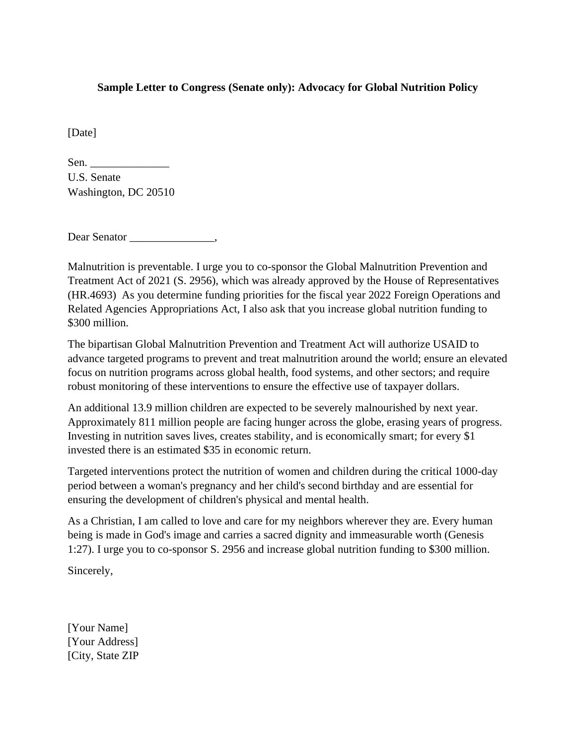**Sample Letter to Congress (Senate only): Advocacy for Global Nutrition Policy**

[Date]

Sen. ______________
U.S. Senate
Washington, DC 20510

Dear Senator _______________,

Malnutrition is preventable. I urge you to co-sponsor the Global Malnutrition Prevention and Treatment Act of 2021 (S. 2956), which was already approved by the House of Representatives (HR.4693)  As you determine funding priorities for the fiscal year 2022 Foreign Operations and Related Agencies Appropriations Act, I also ask that you increase global nutrition funding to $300 million.

The bipartisan Global Malnutrition Prevention and Treatment Act will authorize USAID to advance targeted programs to prevent and treat malnutrition around the world; ensure an elevated focus on nutrition programs across global health, food systems, and other sectors; and require robust monitoring of these interventions to ensure the effective use of taxpayer dollars.

An additional 13.9 million children are expected to be severely malnourished by next year. Approximately 811 million people are facing hunger across the globe, erasing years of progress. Investing in nutrition saves lives, creates stability, and is economically smart; for every $1 invested there is an estimated $35 in economic return.

Targeted interventions protect the nutrition of women and children during the critical 1000-day period between a woman's pregnancy and her child's second birthday and are essential for ensuring the development of children's physical and mental health.

As a Christian, I am called to love and care for my neighbors wherever they are. Every human being is made in God's image and carries a sacred dignity and immeasurable worth (Genesis 1:27). I urge you to co-sponsor S. 2956 and increase global nutrition funding to $300 million.

Sincerely,

[Your Name]
[Your Address]
[City, State ZIP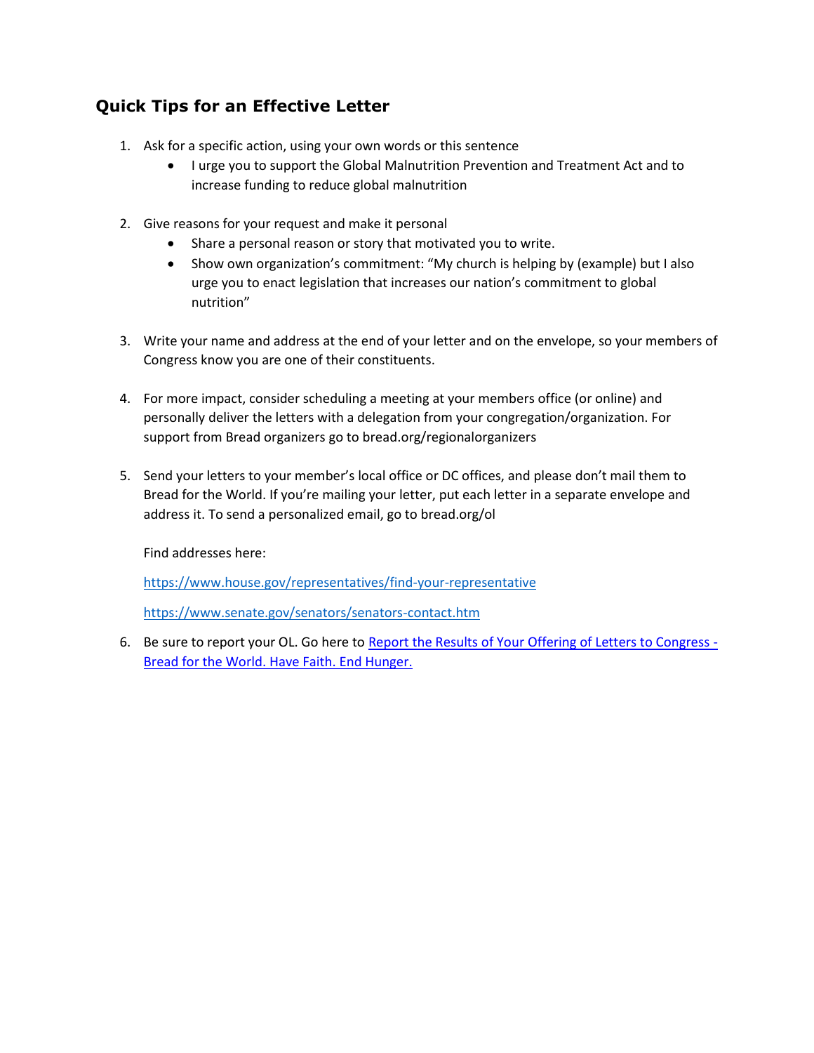## Quick Tips for an Effective Letter

1. Ask for a specific action, using your own words or this sentence
   - I urge you to support the Global Malnutrition Prevention and Treatment Act and to increase funding to reduce global malnutrition

2. Give reasons for your request and make it personal
   - Share a personal reason or story that motivated you to write.
   - Show own organization's commitment: "My church is helping by (example) but I also urge you to enact legislation that increases our nation's commitment to global nutrition"

3. Write your name and address at the end of your letter and on the envelope, so your members of Congress know you are one of their constituents.

4. For more impact, consider scheduling a meeting at your members office (or online) and personally deliver the letters with a delegation from your congregation/organization. For support from Bread organizers go to bread.org/regionalorganizers

5. Send your letters to your member's local office or DC offices, and please don't mail them to Bread for the World. If you're mailing your letter, put each letter in a separate envelope and address it. To send a personalized email, go to bread.org/ol

   Find addresses here:

   https://www.house.gov/representatives/find-your-representative

   https://www.senate.gov/senators/senators-contact.htm

6. Be sure to report your OL. Go here to Report the Results of Your Offering of Letters to Congress - Bread for the World. Have Faith. End Hunger.